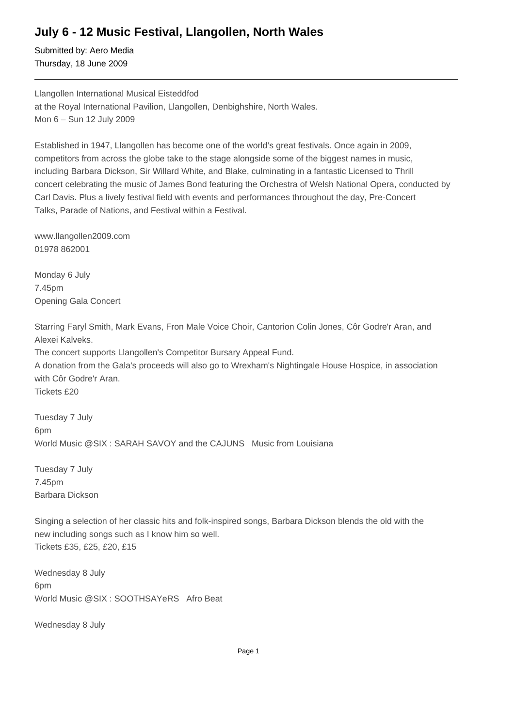# July 6 - 12 Music Festival, Llangollen, North Wales

Submitted by: Aero Media
Thursday, 18 June 2009

---

Llangollen International Musical Eisteddfod
at the Royal International Pavilion, Llangollen, Denbighshire, North Wales.
Mon 6 – Sun 12 July 2009

Established in 1947, Llangollen has become one of the world's great festivals. Once again in 2009, competitors from across the globe take to the stage alongside some of the biggest names in music, including Barbara Dickson, Sir Willard White, and Blake, culminating in a fantastic Licensed to Thrill concert celebrating the music of James Bond featuring the Orchestra of Welsh National Opera, conducted by Carl Davis. Plus a lively festival field with events and performances throughout the day, Pre-Concert Talks, Parade of Nations, and Festival within a Festival.

www.llangollen2009.com
01978 862001

Monday 6 July
7.45pm
Opening Gala Concert

Starring Faryl Smith, Mark Evans, Fron Male Voice Choir, Cantorion Colin Jones, Côr Godre'r Aran, and Alexei Kalveks.
The concert supports Llangollen's Competitor Bursary Appeal Fund.
A donation from the Gala's proceeds will also go to Wrexham's Nightingale House Hospice, in association with Côr Godre'r Aran.
Tickets £20

Tuesday 7 July
6pm
World Music @SIX : SARAH SAVOY and the CAJUNS   Music from Louisiana

Tuesday 7 July
7.45pm
Barbara Dickson

Singing a selection of her classic hits and folk-inspired songs, Barbara Dickson blends the old with the new including songs such as I know him so well.
Tickets £35, £25, £20, £15

Wednesday 8 July
6pm
World Music @SIX : SOOTHSAYeRS   Afro Beat

Wednesday 8 July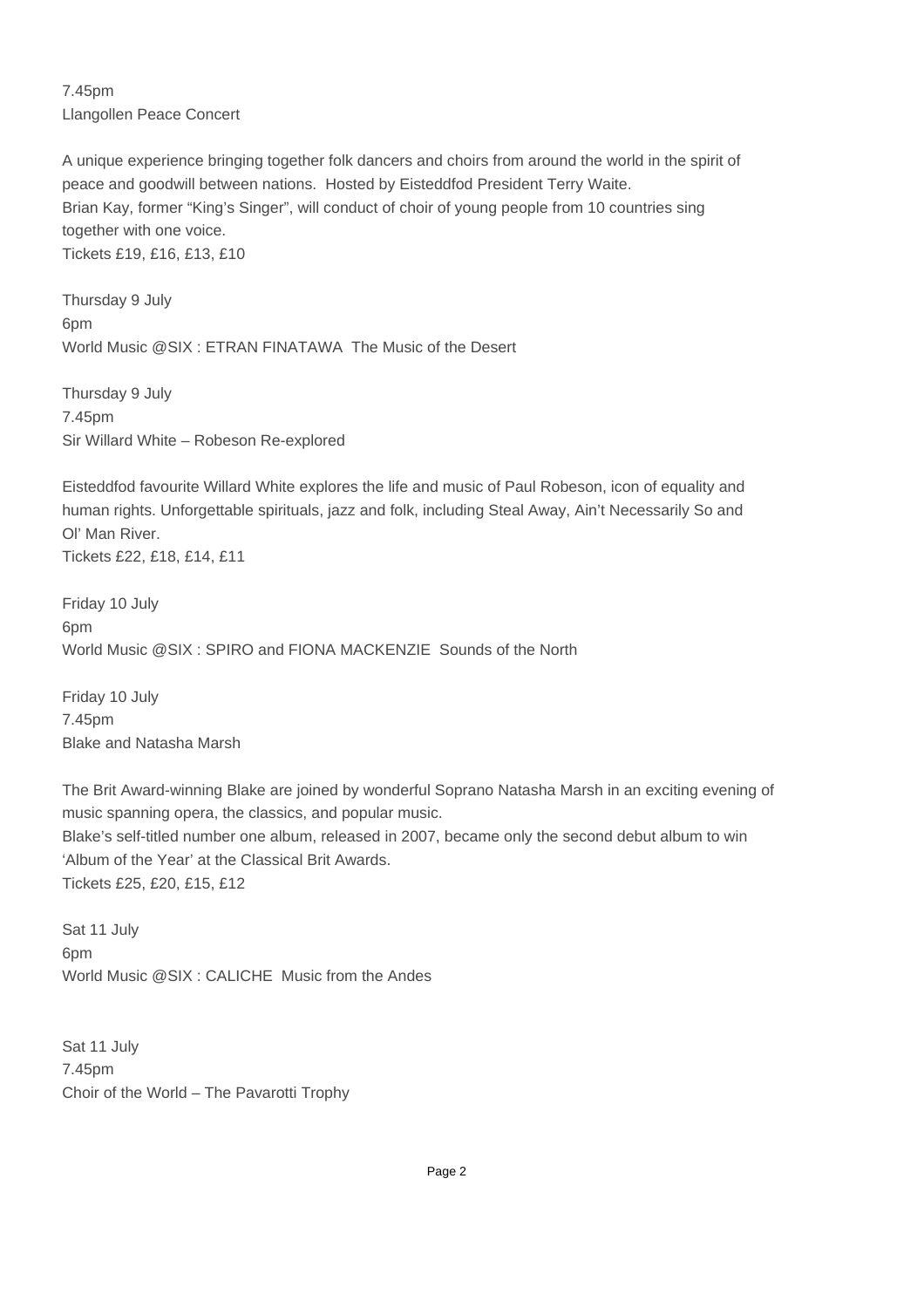7.45pm
Llangollen Peace Concert

A unique experience bringing together folk dancers and choirs from around the world in the spirit of peace and goodwill between nations.  Hosted by Eisteddfod President Terry Waite.
Brian Kay, former "King's Singer", will conduct of choir of young people from 10 countries sing together with one voice.
Tickets £19, £16, £13, £10

Thursday 9 July
6pm
World Music @SIX : ETRAN FINATAWA  The Music of the Desert

Thursday 9 July
7.45pm
Sir Willard White – Robeson Re-explored

Eisteddfod favourite Willard White explores the life and music of Paul Robeson, icon of equality and human rights. Unforgettable spirituals, jazz and folk, including Steal Away, Ain't Necessarily So and Ol' Man River.
Tickets £22, £18, £14, £11

Friday 10 July
6pm
World Music @SIX : SPIRO and FIONA MACKENZIE  Sounds of the North

Friday 10 July
7.45pm
Blake and Natasha Marsh

The Brit Award-winning Blake are joined by wonderful Soprano Natasha Marsh in an exciting evening of music spanning opera, the classics, and popular music.
Blake's self-titled number one album, released in 2007, became only the second debut album to win 'Album of the Year' at the Classical Brit Awards.
Tickets £25, £20, £15, £12

Sat 11 July
6pm
World Music @SIX : CALICHE  Music from the Andes

Sat 11 July
7.45pm
Choir of the World – The Pavarotti Trophy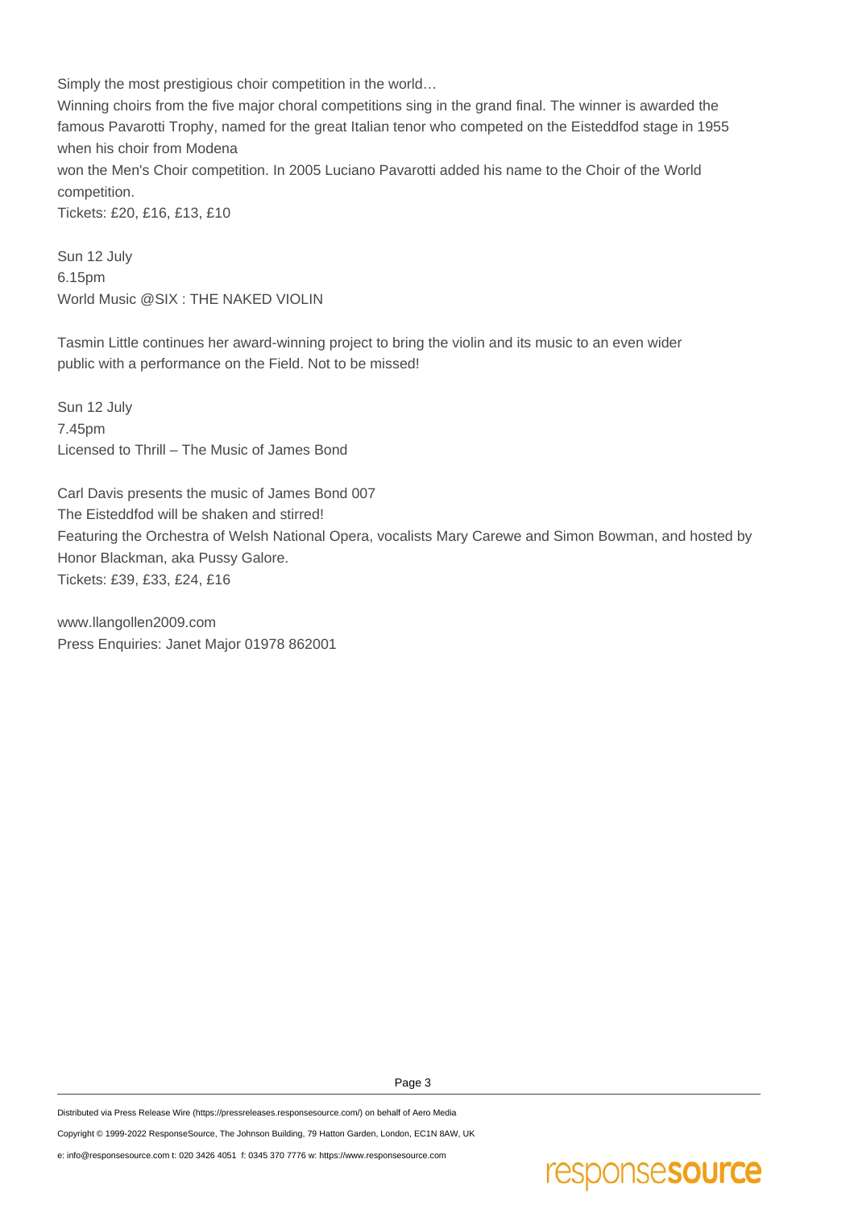Simply the most prestigious choir competition in the world…

Winning choirs from the five major choral competitions sing in the grand final. The winner is awarded the famous Pavarotti Trophy, named for the great Italian tenor who competed on the Eisteddfod stage in 1955 when his choir from Modena
won the Men's Choir competition. In 2005 Luciano Pavarotti added his name to the Choir of the World competition.

Tickets: £20, £16, £13, £10

Sun 12 July
6.15pm
World Music @SIX : THE NAKED VIOLIN

Tasmin Little continues her award-winning project to bring the violin and its music to an even wider public with a performance on the Field. Not to be missed!

Sun 12 July
7.45pm
Licensed to Thrill – The Music of James Bond

Carl Davis presents the music of James Bond 007
The Eisteddfod will be shaken and stirred!
Featuring the Orchestra of Welsh National Opera, vocalists Mary Carewe and Simon Bowman, and hosted by Honor Blackman, aka Pussy Galore.
Tickets: £39, £33, £24, £16

www.llangollen2009.com
Press Enquiries: Janet Major 01978 862001

Distributed via Press Release Wire (https://pressreleases.responsesource.com/) on behalf of Aero Media

Copyright © 1999-2022 ResponseSource, The Johnson Building, 79 Hatton Garden, London, EC1N 8AW, UK

e: info@responsesource.com t: 020 3426 4051 f: 0345 370 7776 w: https://www.responsesource.com